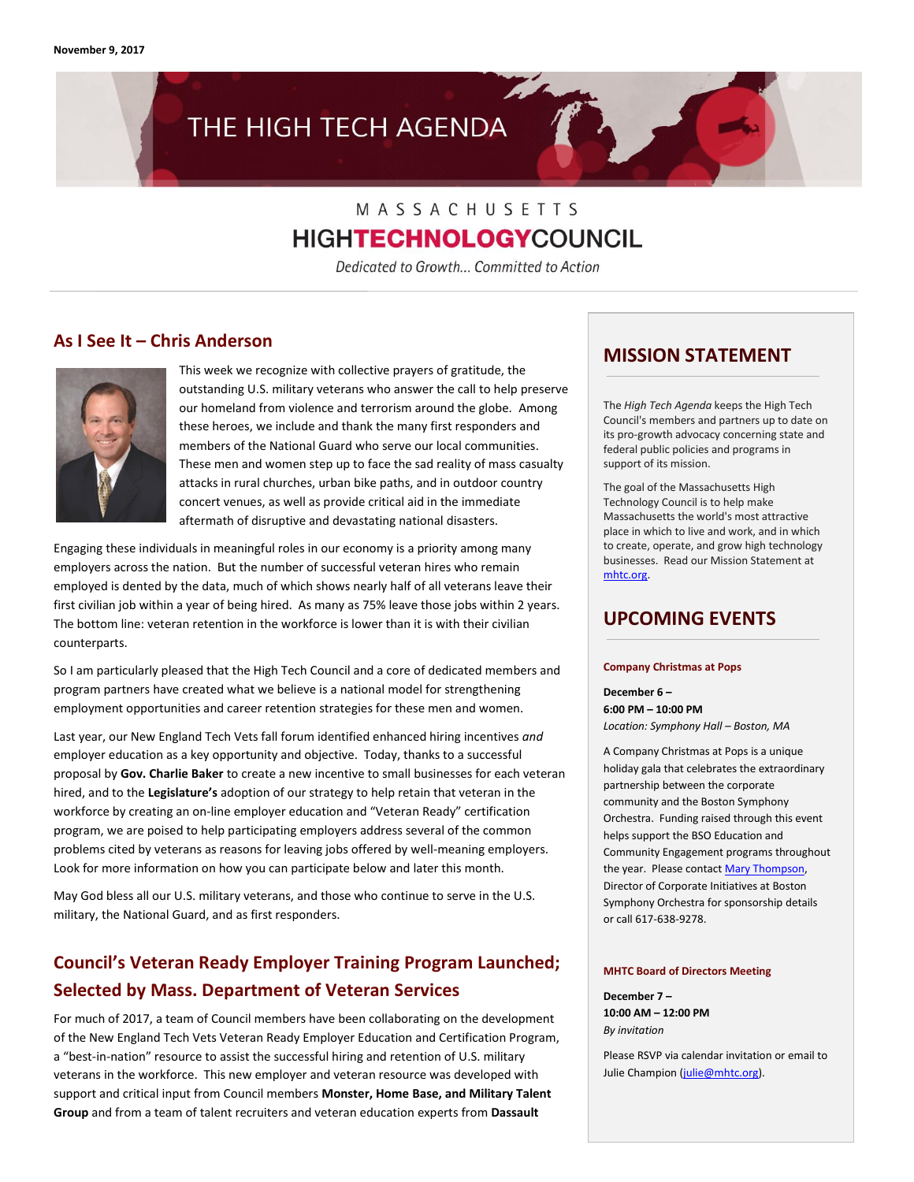**November 9, 2017**

# THE HIGH TECH AGENDA

MASSACHUSETTS
HIGHTECHNOLOGYCOUNCIL
*Dedicated to Growth... Committed to Action*

## As I See It – Chris Anderson

This week we recognize with collective prayers of gratitude, the outstanding U.S. military veterans who answer the call to help preserve our homeland from violence and terrorism around the globe. Among these heroes, we include and thank the many first responders and members of the National Guard who serve our local communities. These men and women step up to face the sad reality of mass casualty attacks in rural churches, urban bike paths, and in outdoor country concert venues, as well as provide critical aid in the immediate aftermath of disruptive and devastating national disasters.

Engaging these individuals in meaningful roles in our economy is a priority among many employers across the nation. But the number of successful veteran hires who remain employed is dented by the data, much of which shows nearly half of all veterans leave their first civilian job within a year of being hired. As many as 75% leave those jobs within 2 years. The bottom line: veteran retention in the workforce is lower than it is with their civilian counterparts.

So I am particularly pleased that the High Tech Council and a core of dedicated members and program partners have created what we believe is a national model for strengthening employment opportunities and career retention strategies for these men and women.

Last year, our New England Tech Vets fall forum identified enhanced hiring incentives *and* employer education as a key opportunity and objective. Today, thanks to a successful proposal by **Gov. Charlie Baker** to create a new incentive to small businesses for each veteran hired, and to the **Legislature's** adoption of our strategy to help retain that veteran in the workforce by creating an on-line employer education and "Veteran Ready" certification program, we are poised to help participating employers address several of the common problems cited by veterans as reasons for leaving jobs offered by well-meaning employers. Look for more information on how you can participate below and later this month.

May God bless all our U.S. military veterans, and those who continue to serve in the U.S. military, the National Guard, and as first responders.

## Council's Veteran Ready Employer Training Program Launched; Selected by Mass. Department of Veteran Services

For much of 2017, a team of Council members have been collaborating on the development of the New England Tech Vets Veteran Ready Employer Education and Certification Program, a "best-in-nation" resource to assist the successful hiring and retention of U.S. military veterans in the workforce. This new employer and veteran resource was developed with support and critical input from Council members **Monster, Home Base, and Military Talent Group** and from a team of talent recruiters and veteran education experts from **Dassault**

## MISSION STATEMENT

The *High Tech Agenda* keeps the High Tech Council's members and partners up to date on its pro-growth advocacy concerning state and federal public policies and programs in support of its mission.

The goal of the Massachusetts High Technology Council is to help make Massachusetts the world's most attractive place in which to live and work, and in which to create, operate, and grow high technology businesses. Read our Mission Statement at mhtc.org.

## UPCOMING EVENTS

### Company Christmas at Pops

**December 6 –**
**6:00 PM – 10:00 PM**
*Location: Symphony Hall – Boston, MA*

A Company Christmas at Pops is a unique holiday gala that celebrates the extraordinary partnership between the corporate community and the Boston Symphony Orchestra. Funding raised through this event helps support the BSO Education and Community Engagement programs throughout the year. Please contact Mary Thompson, Director of Corporate Initiatives at Boston Symphony Orchestra for sponsorship details or call 617-638-9278.

### MHTC Board of Directors Meeting

**December 7 –**
**10:00 AM – 12:00 PM**
*By invitation*

Please RSVP via calendar invitation or email to Julie Champion (julie@mhtc.org).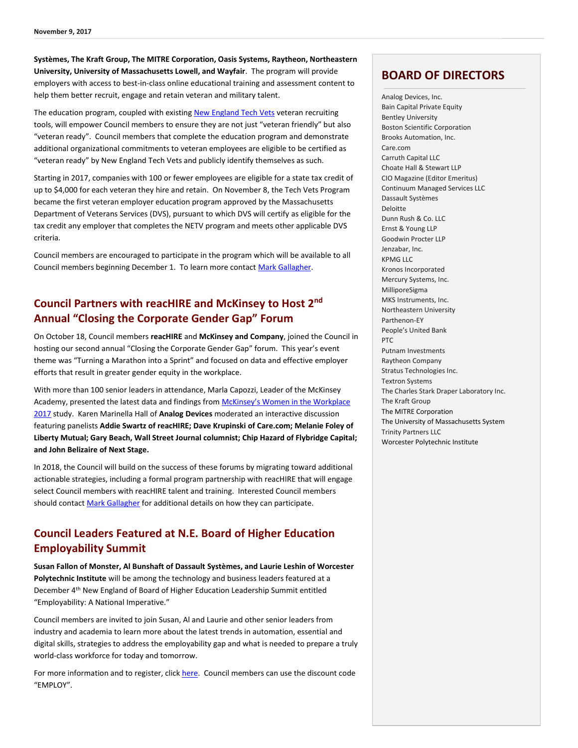**Systèmes, The Kraft Group, The MITRE Corporation, Oasis Systems, Raytheon, Northeastern University, University of Massachusetts Lowell, and Wayfair**. The program will provide employers with access to best-in-class online educational training and assessment content to help them better recruit, engage and retain veteran and military talent.

The education program, coupled with existing New England Tech Vets veteran recruiting tools, will empower Council members to ensure they are not just "veteran friendly" but also "veteran ready". Council members that complete the education program and demonstrate additional organizational commitments to veteran employees are eligible to be certified as "veteran ready" by New England Tech Vets and publicly identify themselves as such.

Starting in 2017, companies with 100 or fewer employees are eligible for a state tax credit of up to $4,000 for each veteran they hire and retain. On November 8, the Tech Vets Program became the first veteran employer education program approved by the Massachusetts Department of Veterans Services (DVS), pursuant to which DVS will certify as eligible for the tax credit any employer that completes the NETV program and meets other applicable DVS criteria.

Council members are encouraged to participate in the program which will be available to all Council members beginning December 1. To learn more contact Mark Gallagher.

## Council Partners with reacHIRE and McKinsey to Host 2nd Annual "Closing the Corporate Gender Gap" Forum

On October 18, Council members **reacHIRE** and **McKinsey and Company**, joined the Council in hosting our second annual "Closing the Corporate Gender Gap" forum. This year's event theme was "Turning a Marathon into a Sprint" and focused on data and effective employer efforts that result in greater gender equity in the workplace.

With more than 100 senior leaders in attendance, Marla Capozzi, Leader of the McKinsey Academy, presented the latest data and findings from McKinsey's Women in the Workplace 2017 study. Karen Marinella Hall of **Analog Devices** moderated an interactive discussion featuring panelists **Addie Swartz of reacHIRE; Dave Krupinski of Care.com; Melanie Foley of Liberty Mutual; Gary Beach, Wall Street Journal columnist; Chip Hazard of Flybridge Capital; and John Belizaire of Next Stage.**

In 2018, the Council will build on the success of these forums by migrating toward additional actionable strategies, including a formal program partnership with reacHIRE that will engage select Council members with reacHIRE talent and training. Interested Council members should contact Mark Gallagher for additional details on how they can participate.

## Council Leaders Featured at N.E. Board of Higher Education Employability Summit

**Susan Fallon of Monster, Al Bunshaft of Dassault Systèmes, and Laurie Leshin of Worcester Polytechnic Institute** will be among the technology and business leaders featured at a December 4th New England of Board of Higher Education Leadership Summit entitled "Employability: A National Imperative."

Council members are invited to join Susan, Al and Laurie and other senior leaders from industry and academia to learn more about the latest trends in automation, essential and digital skills, strategies to address the employability gap and what is needed to prepare a truly world-class workforce for today and tomorrow.

For more information and to register, click here. Council members can use the discount code "EMPLOY".

## BOARD OF DIRECTORS

Analog Devices, Inc.
Bain Capital Private Equity
Bentley University
Boston Scientific Corporation
Brooks Automation, Inc.
Care.com
Carruth Capital LLC
Choate Hall & Stewart LLP
CIO Magazine (Editor Emeritus)
Continuum Managed Services LLC
Dassault Systèmes
Deloitte
Dunn Rush & Co. LLC
Ernst & Young LLP
Goodwin Procter LLP
Jenzabar, Inc.
KPMG LLC
Kronos Incorporated
Mercury Systems, Inc.
MilliporeSigma
MKS Instruments, Inc.
Northeastern University
Parthenon-EY
People's United Bank
PTC
Putnam Investments
Raytheon Company
Stratus Technologies Inc.
Textron Systems
The Charles Stark Draper Laboratory Inc.
The Kraft Group
The MITRE Corporation
The University of Massachusetts System
Trinity Partners LLC
Worcester Polytechnic Institute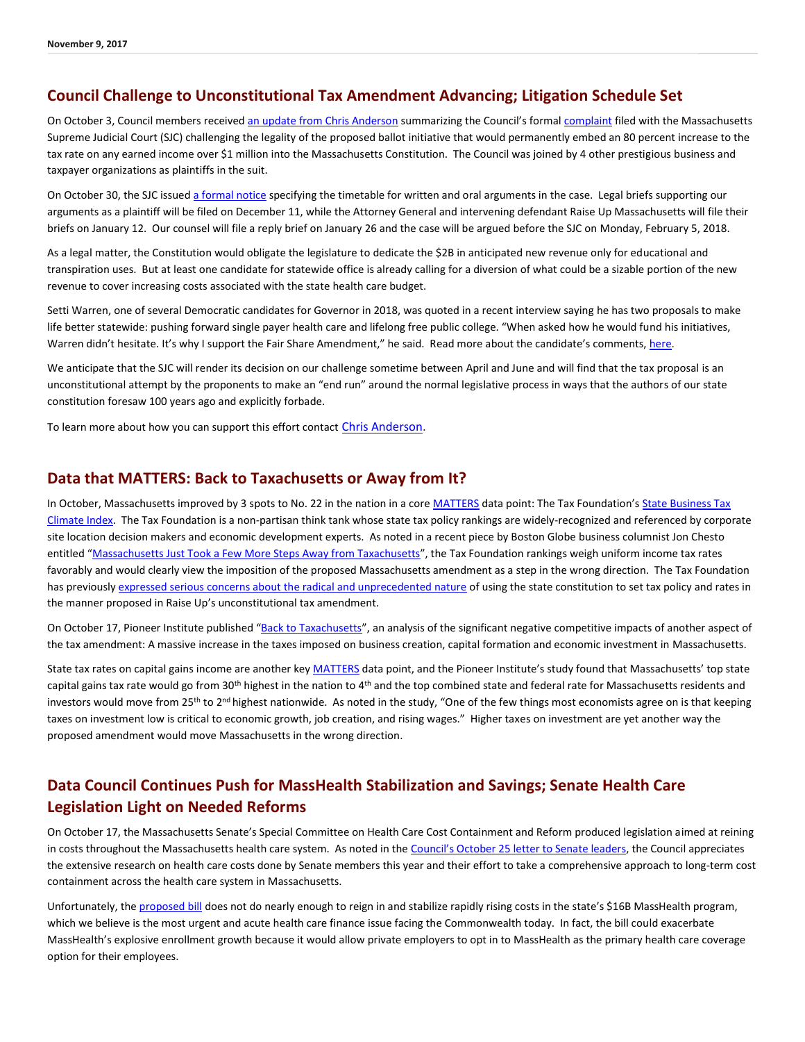November 9, 2017

## Council Challenge to Unconstitutional Tax Amendment Advancing; Litigation Schedule Set

On October 3, Council members received an update from Chris Anderson summarizing the Council's formal complaint filed with the Massachusetts Supreme Judicial Court (SJC) challenging the legality of the proposed ballot initiative that would permanently embed an 80 percent increase to the tax rate on any earned income over $1 million into the Massachusetts Constitution. The Council was joined by 4 other prestigious business and taxpayer organizations as plaintiffs in the suit.

On October 30, the SJC issued a formal notice specifying the timetable for written and oral arguments in the case. Legal briefs supporting our arguments as a plaintiff will be filed on December 11, while the Attorney General and intervening defendant Raise Up Massachusetts will file their briefs on January 12. Our counsel will file a reply brief on January 26 and the case will be argued before the SJC on Monday, February 5, 2018.

As a legal matter, the Constitution would obligate the legislature to dedicate the $2B in anticipated new revenue only for educational and transpiration uses. But at least one candidate for statewide office is already calling for a diversion of what could be a sizable portion of the new revenue to cover increasing costs associated with the state health care budget.

Setti Warren, one of several Democratic candidates for Governor in 2018, was quoted in a recent interview saying he has two proposals to make life better statewide: pushing forward single payer health care and lifelong free public college. "When asked how he would fund his initiatives, Warren didn't hesitate. It's why I support the Fair Share Amendment," he said. Read more about the candidate's comments, here.

We anticipate that the SJC will render its decision on our challenge sometime between April and June and will find that the tax proposal is an unconstitutional attempt by the proponents to make an "end run" around the normal legislative process in ways that the authors of our state constitution foresaw 100 years ago and explicitly forbade.

To learn more about how you can support this effort contact Chris Anderson.

## Data that MATTERS: Back to Taxachusetts or Away from It?

In October, Massachusetts improved by 3 spots to No. 22 in the nation in a core MATTERS data point: The Tax Foundation's State Business Tax Climate Index. The Tax Foundation is a non-partisan think tank whose state tax policy rankings are widely-recognized and referenced by corporate site location decision makers and economic development experts. As noted in a recent piece by Boston Globe business columnist Jon Chesto entitled "Massachusetts Just Took a Few More Steps Away from Taxachusetts", the Tax Foundation rankings weigh uniform income tax rates favorably and would clearly view the imposition of the proposed Massachusetts amendment as a step in the wrong direction. The Tax Foundation has previously expressed serious concerns about the radical and unprecedented nature of using the state constitution to set tax policy and rates in the manner proposed in Raise Up's unconstitutional tax amendment.

On October 17, Pioneer Institute published "Back to Taxachusetts", an analysis of the significant negative competitive impacts of another aspect of the tax amendment: A massive increase in the taxes imposed on business creation, capital formation and economic investment in Massachusetts.

State tax rates on capital gains income are another key MATTERS data point, and the Pioneer Institute's study found that Massachusetts' top state capital gains tax rate would go from 30th highest in the nation to 4th and the top combined state and federal rate for Massachusetts residents and investors would move from 25th to 2nd highest nationwide. As noted in the study, "One of the few things most economists agree on is that keeping taxes on investment low is critical to economic growth, job creation, and rising wages." Higher taxes on investment are yet another way the proposed amendment would move Massachusetts in the wrong direction.

## Data Council Continues Push for MassHealth Stabilization and Savings; Senate Health Care Legislation Light on Needed Reforms

On October 17, the Massachusetts Senate's Special Committee on Health Care Cost Containment and Reform produced legislation aimed at reining in costs throughout the Massachusetts health care system. As noted in the Council's October 25 letter to Senate leaders, the Council appreciates the extensive research on health care costs done by Senate members this year and their effort to take a comprehensive approach to long-term cost containment across the health care system in Massachusetts.

Unfortunately, the proposed bill does not do nearly enough to reign in and stabilize rapidly rising costs in the state's $16B MassHealth program, which we believe is the most urgent and acute health care finance issue facing the Commonwealth today. In fact, the bill could exacerbate MassHealth's explosive enrollment growth because it would allow private employers to opt in to MassHealth as the primary health care coverage option for their employees.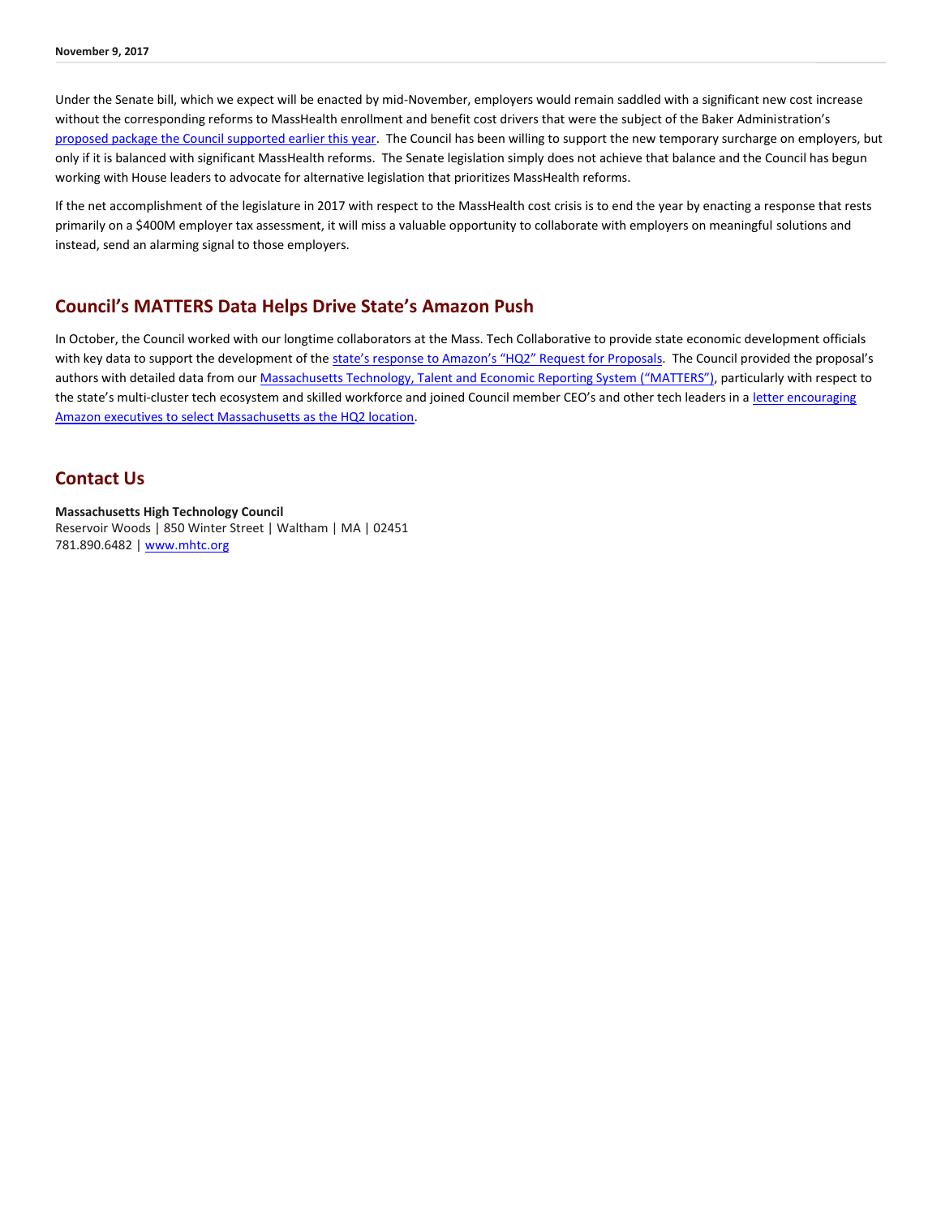Under the Senate bill, which we expect will be enacted by mid-November, employers would remain saddled with a significant new cost increase without the corresponding reforms to MassHealth enrollment and benefit cost drivers that were the subject of the Baker Administration's proposed package the Council supported earlier this year. The Council has been willing to support the new temporary surcharge on employers, but only if it is balanced with significant MassHealth reforms. The Senate legislation simply does not achieve that balance and the Council has begun working with House leaders to advocate for alternative legislation that prioritizes MassHealth reforms.

If the net accomplishment of the legislature in 2017 with respect to the MassHealth cost crisis is to end the year by enacting a response that rests primarily on a $400M employer tax assessment, it will miss a valuable opportunity to collaborate with employers on meaningful solutions and instead, send an alarming signal to those employers.

## Council's MATTERS Data Helps Drive State's Amazon Push

In October, the Council worked with our longtime collaborators at the Mass. Tech Collaborative to provide state economic development officials with key data to support the development of the state's response to Amazon's "HQ2" Request for Proposals. The Council provided the proposal's authors with detailed data from our Massachusetts Technology, Talent and Economic Reporting System ("MATTERS"), particularly with respect to the state's multi-cluster tech ecosystem and skilled workforce and joined Council member CEO's and other tech leaders in a letter encouraging Amazon executives to select Massachusetts as the HQ2 location.

## Contact Us

**Massachusetts High Technology Council**
Reservoir Woods | 850 Winter Street | Waltham | MA | 02451
781.890.6482 | www.mhtc.org